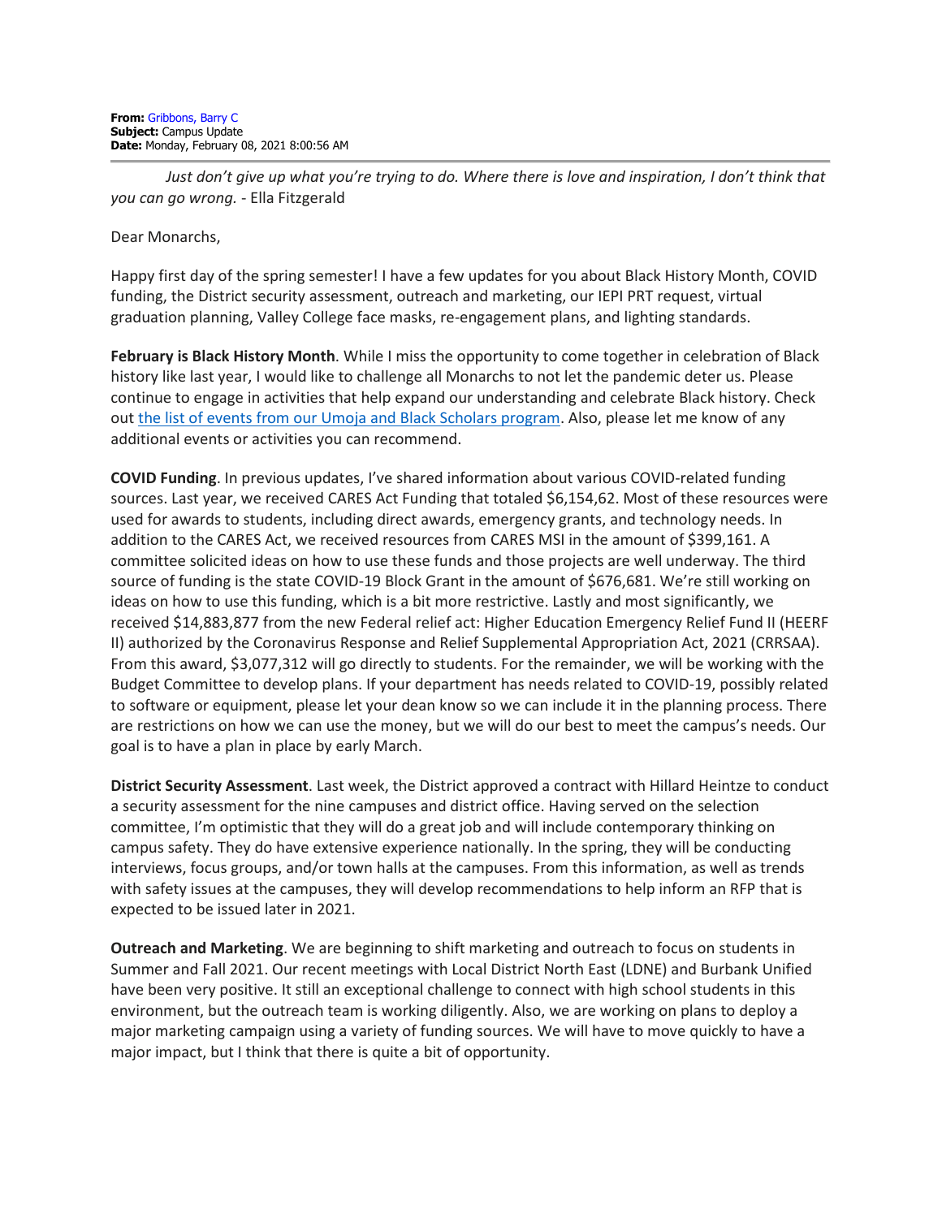**From:** Gribbons, Barry C
**Subject:** Campus Update
**Date:** Monday, February 08, 2021 8:00:56 AM

*Just don't give up what you're trying to do. Where there is love and inspiration, I don't think that you can go wrong.* - Ella Fitzgerald

Dear Monarchs,

Happy first day of the spring semester! I have a few updates for you about Black History Month, COVID funding, the District security assessment, outreach and marketing, our IEPI PRT request, virtual graduation planning, Valley College face masks, re-engagement plans, and lighting standards.

**February is Black History Month**. While I miss the opportunity to come together in celebration of Black history like last year, I would like to challenge all Monarchs to not let the pandemic deter us. Please continue to engage in activities that help expand our understanding and celebrate Black history. Check out the list of events from our Umoja and Black Scholars program. Also, please let me know of any additional events or activities you can recommend.

**COVID Funding**. In previous updates, I've shared information about various COVID-related funding sources. Last year, we received CARES Act Funding that totaled $6,154,62. Most of these resources were used for awards to students, including direct awards, emergency grants, and technology needs. In addition to the CARES Act, we received resources from CARES MSI in the amount of $399,161. A committee solicited ideas on how to use these funds and those projects are well underway. The third source of funding is the state COVID-19 Block Grant in the amount of $676,681. We're still working on ideas on how to use this funding, which is a bit more restrictive. Lastly and most significantly, we received $14,883,877 from the new Federal relief act: Higher Education Emergency Relief Fund II (HEERF II) authorized by the Coronavirus Response and Relief Supplemental Appropriation Act, 2021 (CRRSAA). From this award, $3,077,312 will go directly to students. For the remainder, we will be working with the Budget Committee to develop plans. If your department has needs related to COVID-19, possibly related to software or equipment, please let your dean know so we can include it in the planning process. There are restrictions on how we can use the money, but we will do our best to meet the campus's needs. Our goal is to have a plan in place by early March.

**District Security Assessment**. Last week, the District approved a contract with Hillard Heintze to conduct a security assessment for the nine campuses and district office. Having served on the selection committee, I'm optimistic that they will do a great job and will include contemporary thinking on campus safety. They do have extensive experience nationally. In the spring, they will be conducting interviews, focus groups, and/or town halls at the campuses. From this information, as well as trends with safety issues at the campuses, they will develop recommendations to help inform an RFP that is expected to be issued later in 2021.

**Outreach and Marketing**. We are beginning to shift marketing and outreach to focus on students in Summer and Fall 2021. Our recent meetings with Local District North East (LDNE) and Burbank Unified have been very positive. It still an exceptional challenge to connect with high school students in this environment, but the outreach team is working diligently. Also, we are working on plans to deploy a major marketing campaign using a variety of funding sources. We will have to move quickly to have a major impact, but I think that there is quite a bit of opportunity.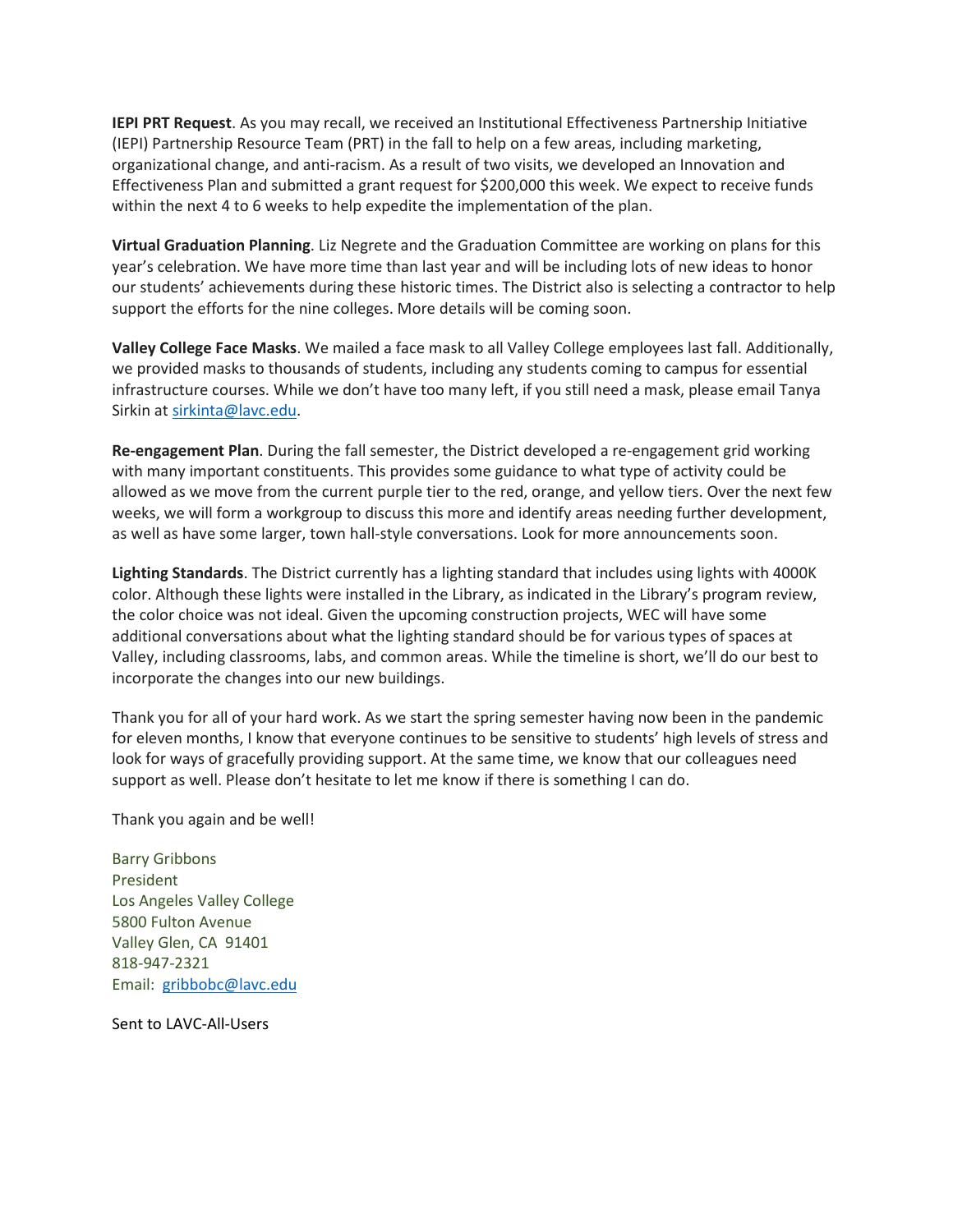**IEPI PRT Request**. As you may recall, we received an Institutional Effectiveness Partnership Initiative (IEPI) Partnership Resource Team (PRT) in the fall to help on a few areas, including marketing, organizational change, and anti-racism. As a result of two visits, we developed an Innovation and Effectiveness Plan and submitted a grant request for $200,000 this week. We expect to receive funds within the next 4 to 6 weeks to help expedite the implementation of the plan.

**Virtual Graduation Planning**. Liz Negrete and the Graduation Committee are working on plans for this year's celebration. We have more time than last year and will be including lots of new ideas to honor our students' achievements during these historic times. The District also is selecting a contractor to help support the efforts for the nine colleges. More details will be coming soon.

**Valley College Face Masks**. We mailed a face mask to all Valley College employees last fall. Additionally, we provided masks to thousands of students, including any students coming to campus for essential infrastructure courses. While we don't have too many left, if you still need a mask, please email Tanya Sirkin at sirkinta@lavc.edu.

**Re-engagement Plan**. During the fall semester, the District developed a re-engagement grid working with many important constituents. This provides some guidance to what type of activity could be allowed as we move from the current purple tier to the red, orange, and yellow tiers. Over the next few weeks, we will form a workgroup to discuss this more and identify areas needing further development, as well as have some larger, town hall-style conversations. Look for more announcements soon.

**Lighting Standards**. The District currently has a lighting standard that includes using lights with 4000K color. Although these lights were installed in the Library, as indicated in the Library's program review, the color choice was not ideal. Given the upcoming construction projects, WEC will have some additional conversations about what the lighting standard should be for various types of spaces at Valley, including classrooms, labs, and common areas. While the timeline is short, we'll do our best to incorporate the changes into our new buildings.

Thank you for all of your hard work. As we start the spring semester having now been in the pandemic for eleven months, I know that everyone continues to be sensitive to students' high levels of stress and look for ways of gracefully providing support. At the same time, we know that our colleagues need support as well. Please don't hesitate to let me know if there is something I can do.

Thank you again and be well!

Barry Gribbons
President
Los Angeles Valley College
5800 Fulton Avenue
Valley Glen, CA 91401
818-947-2321
Email: gribbobc@lavc.edu

Sent to LAVC-All-Users